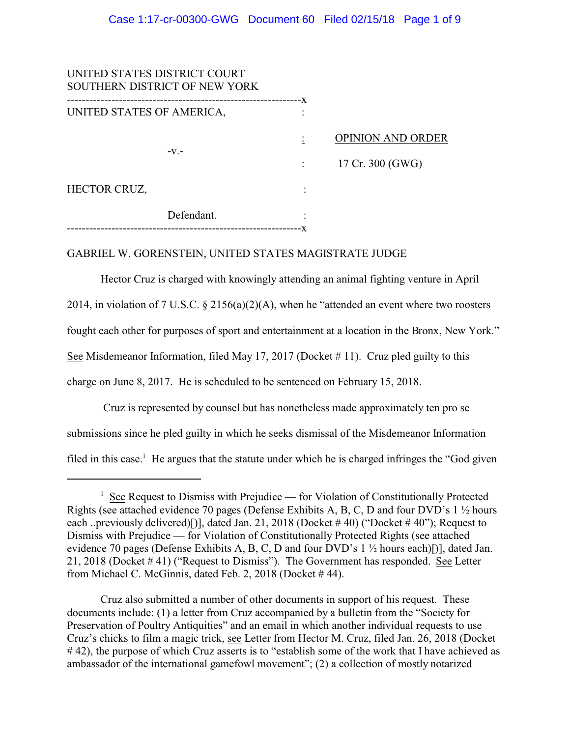UNITED STATES DISTRICT COURT
SOUTHERN DISTRICT OF NEW YORK

---------------------------------------------------------------x

UNITED STATES OF AMERICA, :

: OPINION AND ORDER

-v.-

: 17 Cr. 300 (GWG)

HECTOR CRUZ, :

Defendant. :

---------------------------------------------------------------x

GABRIEL W. GORENSTEIN, UNITED STATES MAGISTRATE JUDGE

Hector Cruz is charged with knowingly attending an animal fighting venture in April 2014, in violation of 7 U.S.C. § 2156(a)(2)(A), when he "attended an event where two roosters fought each other for purposes of sport and entertainment at a location in the Bronx, New York." See Misdemeanor Information, filed May 17, 2017 (Docket # 11). Cruz pled guilty to this charge on June 8, 2017. He is scheduled to be sentenced on February 15, 2018.

Cruz is represented by counsel but has nonetheless made approximately ten pro se submissions since he pled guilty in which he seeks dismissal of the Misdemeanor Information filed in this case.[1] He argues that the statute under which he is charged infringes the "God given

---

[1] See Request to Dismiss with Prejudice — for Violation of Constitutionally Protected Rights (see attached evidence 70 pages (Defense Exhibits A, B, C, D and four DVD's 1 ½ hours each ..previously delivered)[)], dated Jan. 21, 2018 (Docket # 40) ("Docket # 40"); Request to Dismiss with Prejudice — for Violation of Constitutionally Protected Rights (see attached evidence 70 pages (Defense Exhibits A, B, C, D and four DVD's 1 ½ hours each)[)], dated Jan. 21, 2018 (Docket # 41) ("Request to Dismiss"). The Government has responded. See Letter from Michael C. McGinnis, dated Feb. 2, 2018 (Docket # 44).

Cruz also submitted a number of other documents in support of his request. These documents include: (1) a letter from Cruz accompanied by a bulletin from the "Society for Preservation of Poultry Antiquities" and an email in which another individual requests to use Cruz's chicks to film a magic trick, see Letter from Hector M. Cruz, filed Jan. 26, 2018 (Docket # 42), the purpose of which Cruz asserts is to "establish some of the work that I have achieved as ambassador of the international gamefowl movement"; (2) a collection of mostly notarized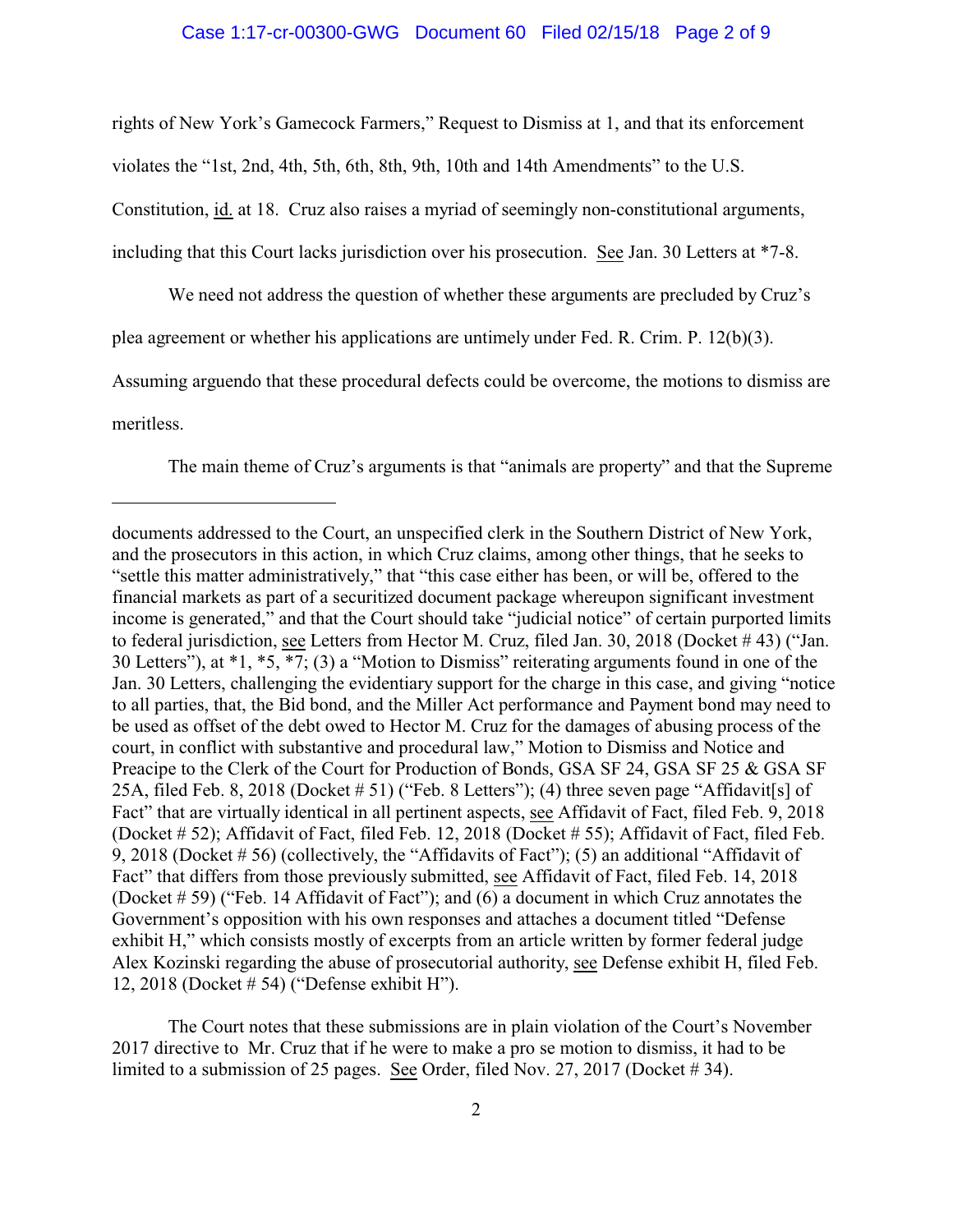rights of New York's Gamecock Farmers," Request to Dismiss at 1, and that its enforcement violates the "1st, 2nd, 4th, 5th, 6th, 8th, 9th, 10th and 14th Amendments" to the U.S. Constitution, id. at 18. Cruz also raises a myriad of seemingly non-constitutional arguments, including that this Court lacks jurisdiction over his prosecution. See Jan. 30 Letters at *7-8.

We need not address the question of whether these arguments are precluded by Cruz's plea agreement or whether his applications are untimely under Fed. R. Crim. P. 12(b)(3). Assuming arguendo that these procedural defects could be overcome, the motions to dismiss are meritless.

The main theme of Cruz's arguments is that "animals are property" and that the Supreme

---

documents addressed to the Court, an unspecified clerk in the Southern District of New York, and the prosecutors in this action, in which Cruz claims, among other things, that he seeks to "settle this matter administratively," that "this case either has been, or will be, offered to the financial markets as part of a securitized document package whereupon significant investment income is generated," and that the Court should take "judicial notice" of certain purported limits to federal jurisdiction, see Letters from Hector M. Cruz, filed Jan. 30, 2018 (Docket # 43) ("Jan. 30 Letters"), at *1, *5, *7; (3) a "Motion to Dismiss" reiterating arguments found in one of the Jan. 30 Letters, challenging the evidentiary support for the charge in this case, and giving "notice to all parties, that, the Bid bond, and the Miller Act performance and Payment bond may need to be used as offset of the debt owed to Hector M. Cruz for the damages of abusing process of the court, in conflict with substantive and procedural law," Motion to Dismiss and Notice and Preacipe to the Clerk of the Court for Production of Bonds, GSA SF 24, GSA SF 25 & GSA SF 25A, filed Feb. 8, 2018 (Docket # 51) ("Feb. 8 Letters"); (4) three seven page "Affidavit[s] of Fact" that are virtually identical in all pertinent aspects, see Affidavit of Fact, filed Feb. 9, 2018 (Docket # 52); Affidavit of Fact, filed Feb. 12, 2018 (Docket # 55); Affidavit of Fact, filed Feb. 9, 2018 (Docket # 56) (collectively, the "Affidavits of Fact"); (5) an additional "Affidavit of Fact" that differs from those previously submitted, see Affidavit of Fact, filed Feb. 14, 2018 (Docket # 59) ("Feb. 14 Affidavit of Fact"); and (6) a document in which Cruz annotates the Government's opposition with his own responses and attaches a document titled "Defense exhibit H," which consists mostly of excerpts from an article written by former federal judge Alex Kozinski regarding the abuse of prosecutorial authority, see Defense exhibit H, filed Feb. 12, 2018 (Docket # 54) ("Defense exhibit H").

The Court notes that these submissions are in plain violation of the Court's November 2017 directive to Mr. Cruz that if he were to make a pro se motion to dismiss, it had to be limited to a submission of 25 pages. See Order, filed Nov. 27, 2017 (Docket # 34).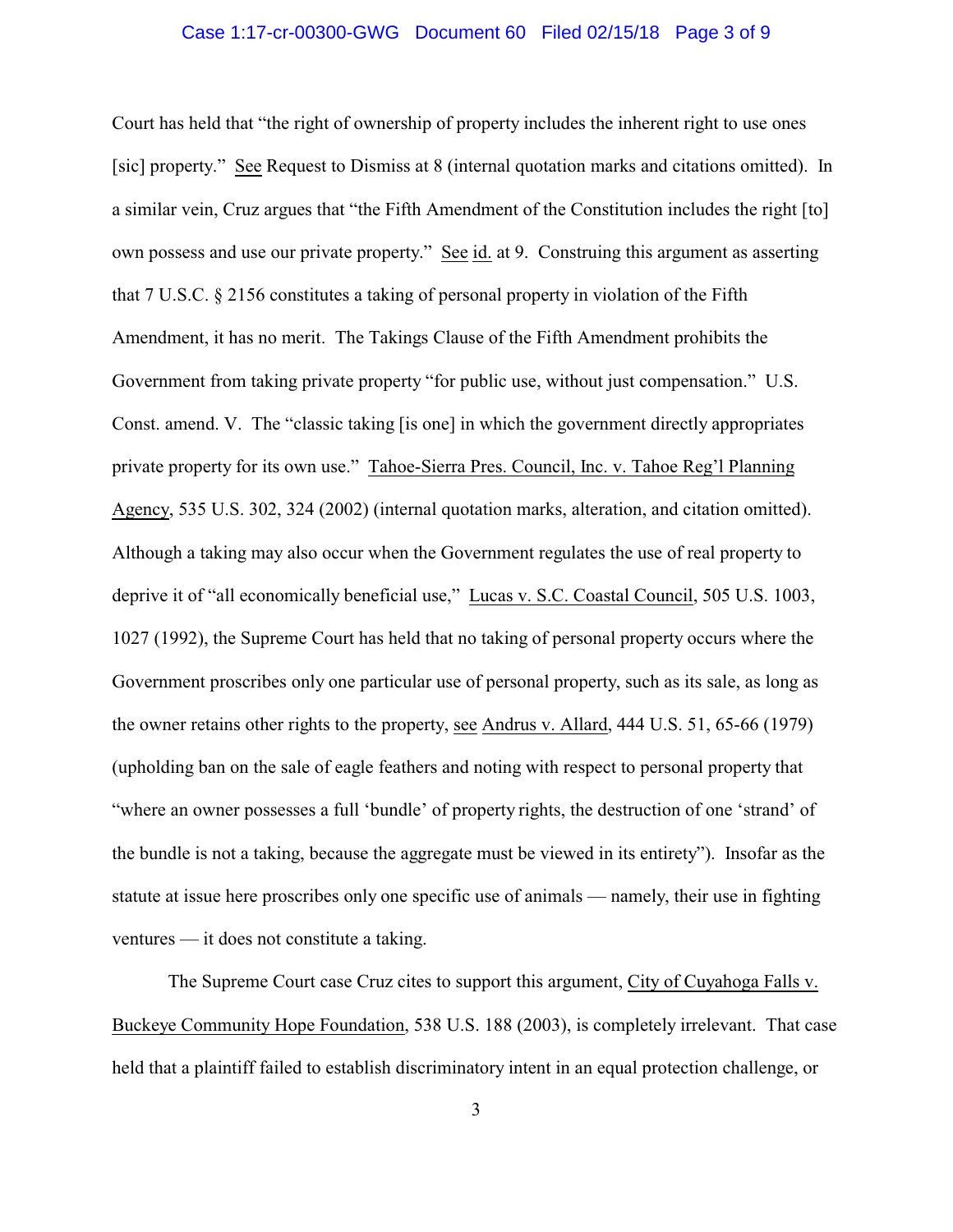Court has held that "the right of ownership of property includes the inherent right to use ones [sic] property." See Request to Dismiss at 8 (internal quotation marks and citations omitted). In a similar vein, Cruz argues that "the Fifth Amendment of the Constitution includes the right [to] own possess and use our private property." See id. at 9. Construing this argument as asserting that 7 U.S.C. § 2156 constitutes a taking of personal property in violation of the Fifth Amendment, it has no merit. The Takings Clause of the Fifth Amendment prohibits the Government from taking private property "for public use, without just compensation." U.S. Const. amend. V. The "classic taking [is one] in which the government directly appropriates private property for its own use." Tahoe-Sierra Pres. Council, Inc. v. Tahoe Reg'l Planning Agency, 535 U.S. 302, 324 (2002) (internal quotation marks, alteration, and citation omitted). Although a taking may also occur when the Government regulates the use of real property to deprive it of "all economically beneficial use," Lucas v. S.C. Coastal Council, 505 U.S. 1003, 1027 (1992), the Supreme Court has held that no taking of personal property occurs where the Government proscribes only one particular use of personal property, such as its sale, as long as the owner retains other rights to the property, see Andrus v. Allard, 444 U.S. 51, 65-66 (1979) (upholding ban on the sale of eagle feathers and noting with respect to personal property that "where an owner possesses a full 'bundle' of property rights, the destruction of one 'strand' of the bundle is not a taking, because the aggregate must be viewed in its entirety"). Insofar as the statute at issue here proscribes only one specific use of animals — namely, their use in fighting ventures — it does not constitute a taking.

The Supreme Court case Cruz cites to support this argument, City of Cuyahoga Falls v. Buckeye Community Hope Foundation, 538 U.S. 188 (2003), is completely irrelevant. That case held that a plaintiff failed to establish discriminatory intent in an equal protection challenge, or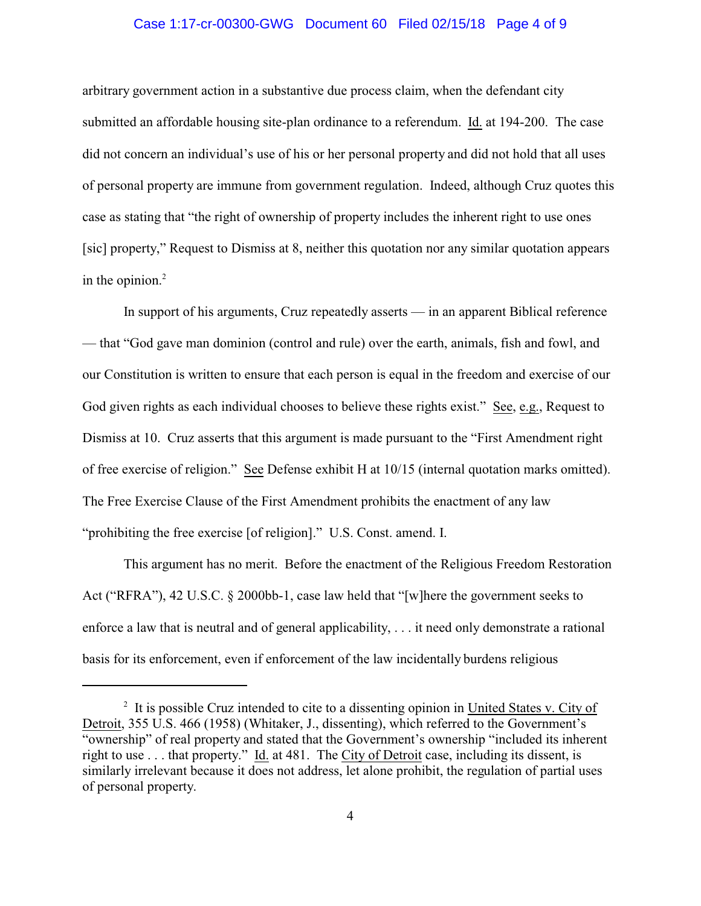arbitrary government action in a substantive due process claim, when the defendant city submitted an affordable housing site-plan ordinance to a referendum. Id. at 194-200. The case did not concern an individual's use of his or her personal property and did not hold that all uses of personal property are immune from government regulation. Indeed, although Cruz quotes this case as stating that "the right of ownership of property includes the inherent right to use ones [sic] property," Request to Dismiss at 8, neither this quotation nor any similar quotation appears in the opinion.[2]

In support of his arguments, Cruz repeatedly asserts — in an apparent Biblical reference — that "God gave man dominion (control and rule) over the earth, animals, fish and fowl, and our Constitution is written to ensure that each person is equal in the freedom and exercise of our God given rights as each individual chooses to believe these rights exist." See, e.g., Request to Dismiss at 10. Cruz asserts that this argument is made pursuant to the "First Amendment right of free exercise of religion." See Defense exhibit H at 10/15 (internal quotation marks omitted). The Free Exercise Clause of the First Amendment prohibits the enactment of any law "prohibiting the free exercise [of religion]." U.S. Const. amend. I.

This argument has no merit. Before the enactment of the Religious Freedom Restoration Act ("RFRA"), 42 U.S.C. § 2000bb-1, case law held that "[w]here the government seeks to enforce a law that is neutral and of general applicability, . . . it need only demonstrate a rational basis for its enforcement, even if enforcement of the law incidentally burdens religious

---

[2] It is possible Cruz intended to cite to a dissenting opinion in United States v. City of Detroit, 355 U.S. 466 (1958) (Whitaker, J., dissenting), which referred to the Government's "ownership" of real property and stated that the Government's ownership "included its inherent right to use . . . that property." Id. at 481. The City of Detroit case, including its dissent, is similarly irrelevant because it does not address, let alone prohibit, the regulation of partial uses of personal property.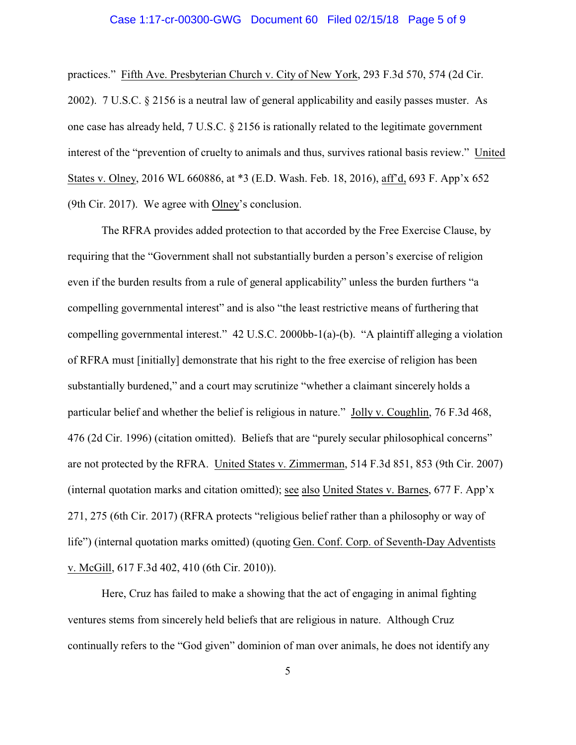practices." Fifth Ave. Presbyterian Church v. City of New York, 293 F.3d 570, 574 (2d Cir. 2002). 7 U.S.C. § 2156 is a neutral law of general applicability and easily passes muster. As one case has already held, 7 U.S.C. § 2156 is rationally related to the legitimate government interest of the "prevention of cruelty to animals and thus, survives rational basis review." United States v. Olney, 2016 WL 660886, at *3 (E.D. Wash. Feb. 18, 2016), aff'd, 693 F. App'x 652 (9th Cir. 2017). We agree with Olney's conclusion.

The RFRA provides added protection to that accorded by the Free Exercise Clause, by requiring that the "Government shall not substantially burden a person's exercise of religion even if the burden results from a rule of general applicability" unless the burden furthers "a compelling governmental interest" and is also "the least restrictive means of furthering that compelling governmental interest." 42 U.S.C. 2000bb-1(a)-(b). "A plaintiff alleging a violation of RFRA must [initially] demonstrate that his right to the free exercise of religion has been substantially burdened," and a court may scrutinize "whether a claimant sincerely holds a particular belief and whether the belief is religious in nature." Jolly v. Coughlin, 76 F.3d 468, 476 (2d Cir. 1996) (citation omitted). Beliefs that are "purely secular philosophical concerns" are not protected by the RFRA. United States v. Zimmerman, 514 F.3d 851, 853 (9th Cir. 2007) (internal quotation marks and citation omitted); see also United States v. Barnes, 677 F. App'x 271, 275 (6th Cir. 2017) (RFRA protects "religious belief rather than a philosophy or way of life") (internal quotation marks omitted) (quoting Gen. Conf. Corp. of Seventh-Day Adventists v. McGill, 617 F.3d 402, 410 (6th Cir. 2010)).

Here, Cruz has failed to make a showing that the act of engaging in animal fighting ventures stems from sincerely held beliefs that are religious in nature. Although Cruz continually refers to the "God given" dominion of man over animals, he does not identify any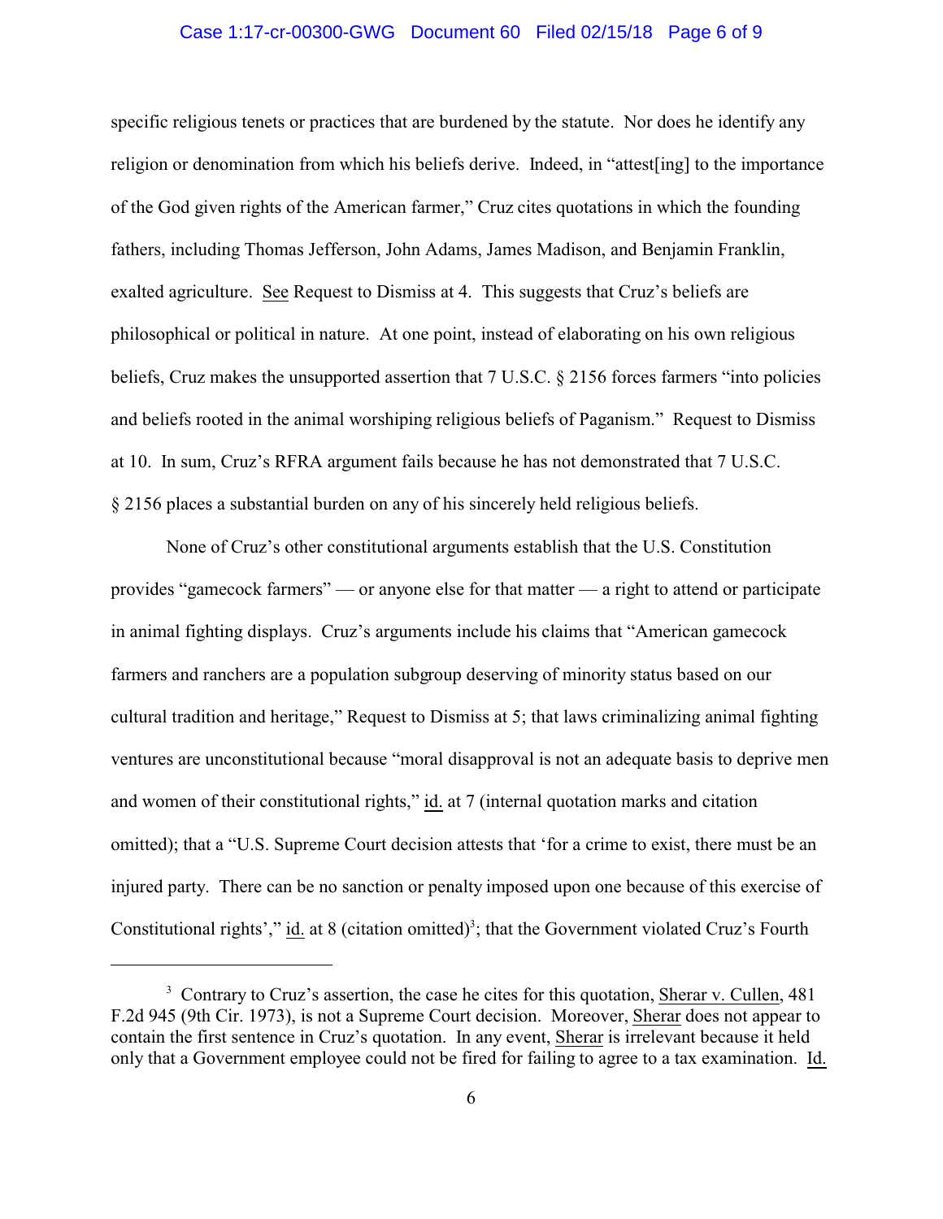specific religious tenets or practices that are burdened by the statute. Nor does he identify any religion or denomination from which his beliefs derive. Indeed, in "attest[ing] to the importance of the God given rights of the American farmer," Cruz cites quotations in which the founding fathers, including Thomas Jefferson, John Adams, James Madison, and Benjamin Franklin, exalted agriculture. See Request to Dismiss at 4. This suggests that Cruz's beliefs are philosophical or political in nature. At one point, instead of elaborating on his own religious beliefs, Cruz makes the unsupported assertion that 7 U.S.C. § 2156 forces farmers "into policies and beliefs rooted in the animal worshiping religious beliefs of Paganism." Request to Dismiss at 10. In sum, Cruz's RFRA argument fails because he has not demonstrated that 7 U.S.C. § 2156 places a substantial burden on any of his sincerely held religious beliefs.

None of Cruz's other constitutional arguments establish that the U.S. Constitution provides "gamecock farmers" — or anyone else for that matter — a right to attend or participate in animal fighting displays. Cruz's arguments include his claims that "American gamecock farmers and ranchers are a population subgroup deserving of minority status based on our cultural tradition and heritage," Request to Dismiss at 5; that laws criminalizing animal fighting ventures are unconstitutional because "moral disapproval is not an adequate basis to deprive men and women of their constitutional rights," id. at 7 (internal quotation marks and citation omitted); that a "U.S. Supreme Court decision attests that 'for a crime to exist, there must be an injured party. There can be no sanction or penalty imposed upon one because of this exercise of Constitutional rights'," id. at 8 (citation omitted)[3]; that the Government violated Cruz's Fourth

[3] Contrary to Cruz's assertion, the case he cites for this quotation, Sherar v. Cullen, 481 F.2d 945 (9th Cir. 1973), is not a Supreme Court decision. Moreover, Sherar does not appear to contain the first sentence in Cruz's quotation. In any event, Sherar is irrelevant because it held only that a Government employee could not be fired for failing to agree to a tax examination. Id.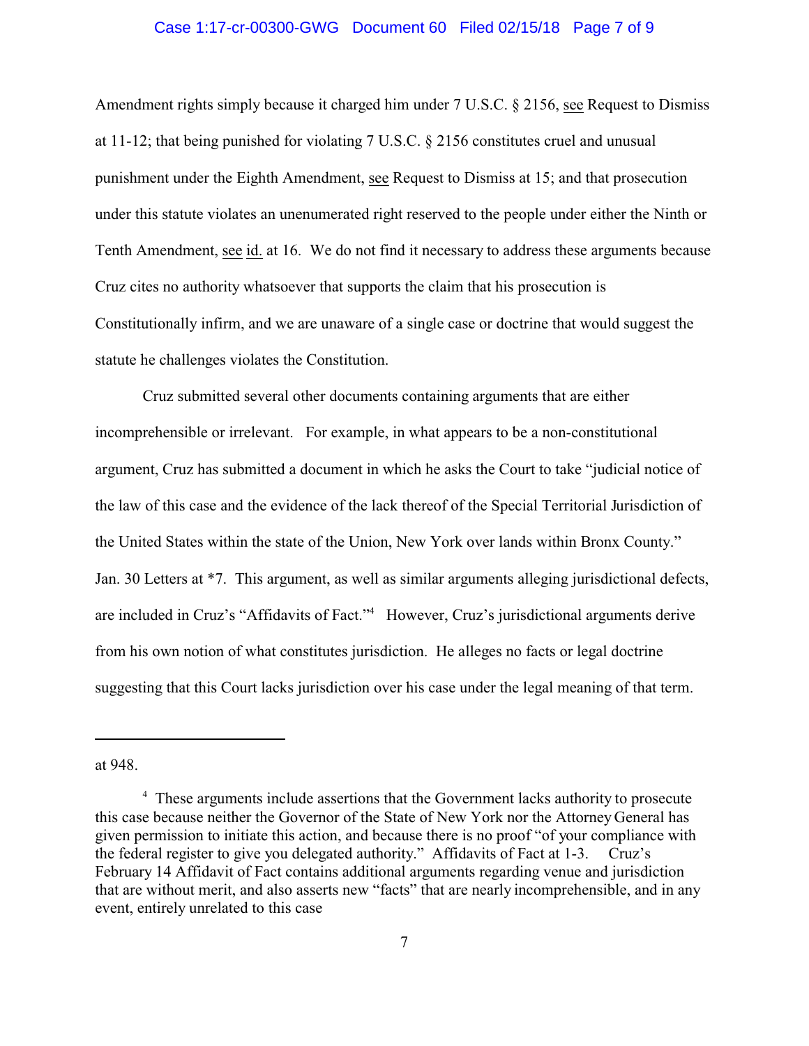Amendment rights simply because it charged him under 7 U.S.C. § 2156, see Request to Dismiss at 11-12; that being punished for violating 7 U.S.C. § 2156 constitutes cruel and unusual punishment under the Eighth Amendment, see Request to Dismiss at 15; and that prosecution under this statute violates an unenumerated right reserved to the people under either the Ninth or Tenth Amendment, see id. at 16. We do not find it necessary to address these arguments because Cruz cites no authority whatsoever that supports the claim that his prosecution is Constitutionally infirm, and we are unaware of a single case or doctrine that would suggest the statute he challenges violates the Constitution.

Cruz submitted several other documents containing arguments that are either incomprehensible or irrelevant. For example, in what appears to be a non-constitutional argument, Cruz has submitted a document in which he asks the Court to take "judicial notice of the law of this case and the evidence of the lack thereof of the Special Territorial Jurisdiction of the United States within the state of the Union, New York over lands within Bronx County." Jan. 30 Letters at *7. This argument, as well as similar arguments alleging jurisdictional defects, are included in Cruz's "Affidavits of Fact."[4] However, Cruz's jurisdictional arguments derive from his own notion of what constitutes jurisdiction. He alleges no facts or legal doctrine suggesting that this Court lacks jurisdiction over his case under the legal meaning of that term.

---

at 948.

[4] These arguments include assertions that the Government lacks authority to prosecute this case because neither the Governor of the State of New York nor the Attorney General has given permission to initiate this action, and because there is no proof "of your compliance with the federal register to give you delegated authority." Affidavits of Fact at 1-3. Cruz's February 14 Affidavit of Fact contains additional arguments regarding venue and jurisdiction that are without merit, and also asserts new "facts" that are nearly incomprehensible, and in any event, entirely unrelated to this case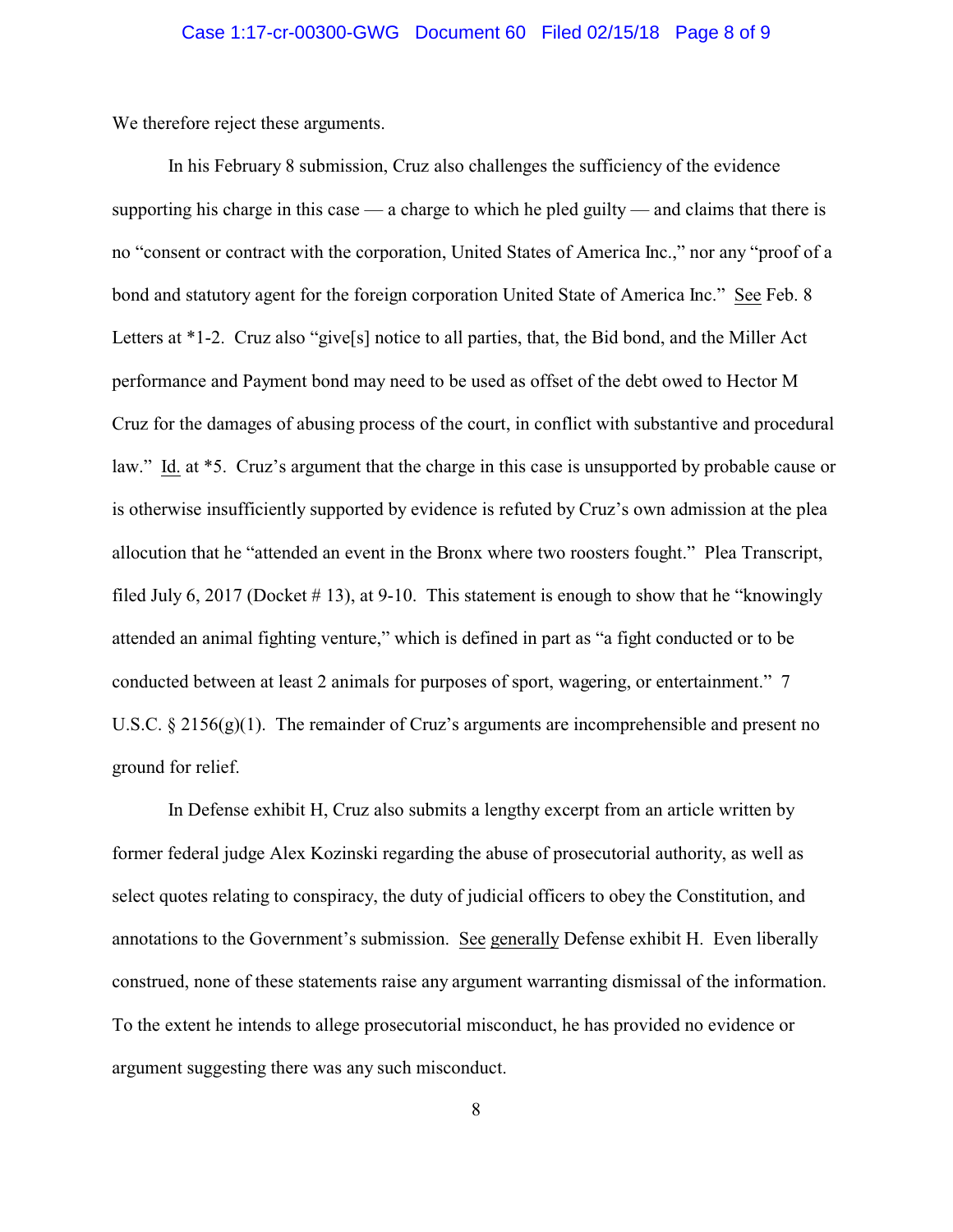We therefore reject these arguments.

In his February 8 submission, Cruz also challenges the sufficiency of the evidence supporting his charge in this case — a charge to which he pled guilty — and claims that there is no "consent or contract with the corporation, United States of America Inc.," nor any "proof of a bond and statutory agent for the foreign corporation United State of America Inc." See Feb. 8 Letters at *1-2. Cruz also "give[s] notice to all parties, that, the Bid bond, and the Miller Act performance and Payment bond may need to be used as offset of the debt owed to Hector M Cruz for the damages of abusing process of the court, in conflict with substantive and procedural law." Id. at *5. Cruz's argument that the charge in this case is unsupported by probable cause or is otherwise insufficiently supported by evidence is refuted by Cruz's own admission at the plea allocution that he "attended an event in the Bronx where two roosters fought." Plea Transcript, filed July 6, 2017 (Docket # 13), at 9-10. This statement is enough to show that he "knowingly attended an animal fighting venture," which is defined in part as "a fight conducted or to be conducted between at least 2 animals for purposes of sport, wagering, or entertainment." 7 U.S.C. § 2156(g)(1). The remainder of Cruz's arguments are incomprehensible and present no ground for relief.

In Defense exhibit H, Cruz also submits a lengthy excerpt from an article written by former federal judge Alex Kozinski regarding the abuse of prosecutorial authority, as well as select quotes relating to conspiracy, the duty of judicial officers to obey the Constitution, and annotations to the Government's submission. See generally Defense exhibit H. Even liberally construed, none of these statements raise any argument warranting dismissal of the information. To the extent he intends to allege prosecutorial misconduct, he has provided no evidence or argument suggesting there was any such misconduct.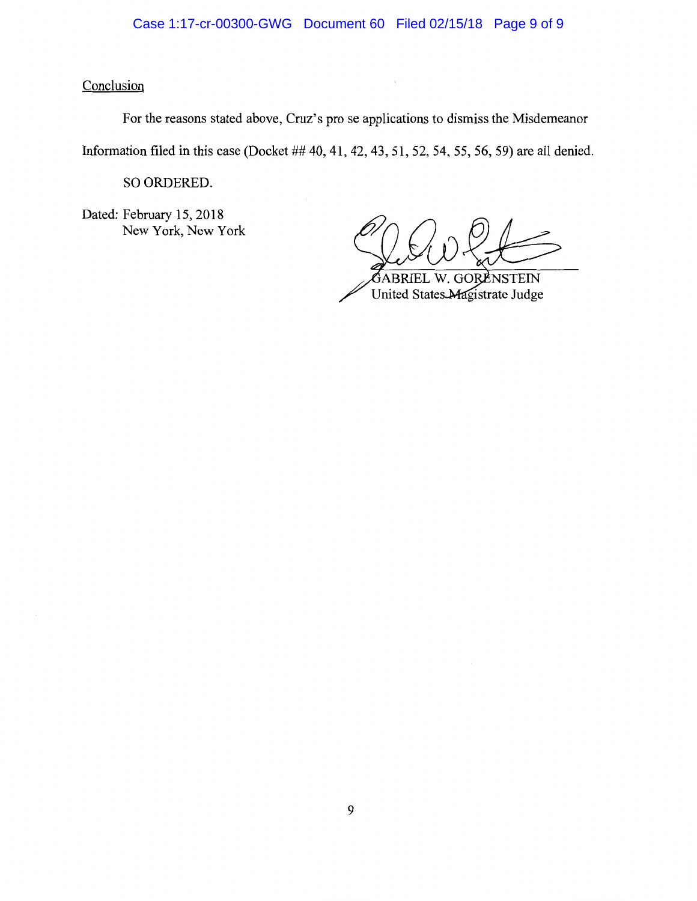## Conclusion

For the reasons stated above, Cruz's pro se applications to dismiss the Misdemeanor Information filed in this case (Docket ## 40, 41, 42, 43, 51, 52, 54, 55, 56, 59) are all denied.

SO ORDERED.

Dated: February 15, 2018
New York, New York

GABRIEL W. GORENSTEIN
United States Magistrate Judge